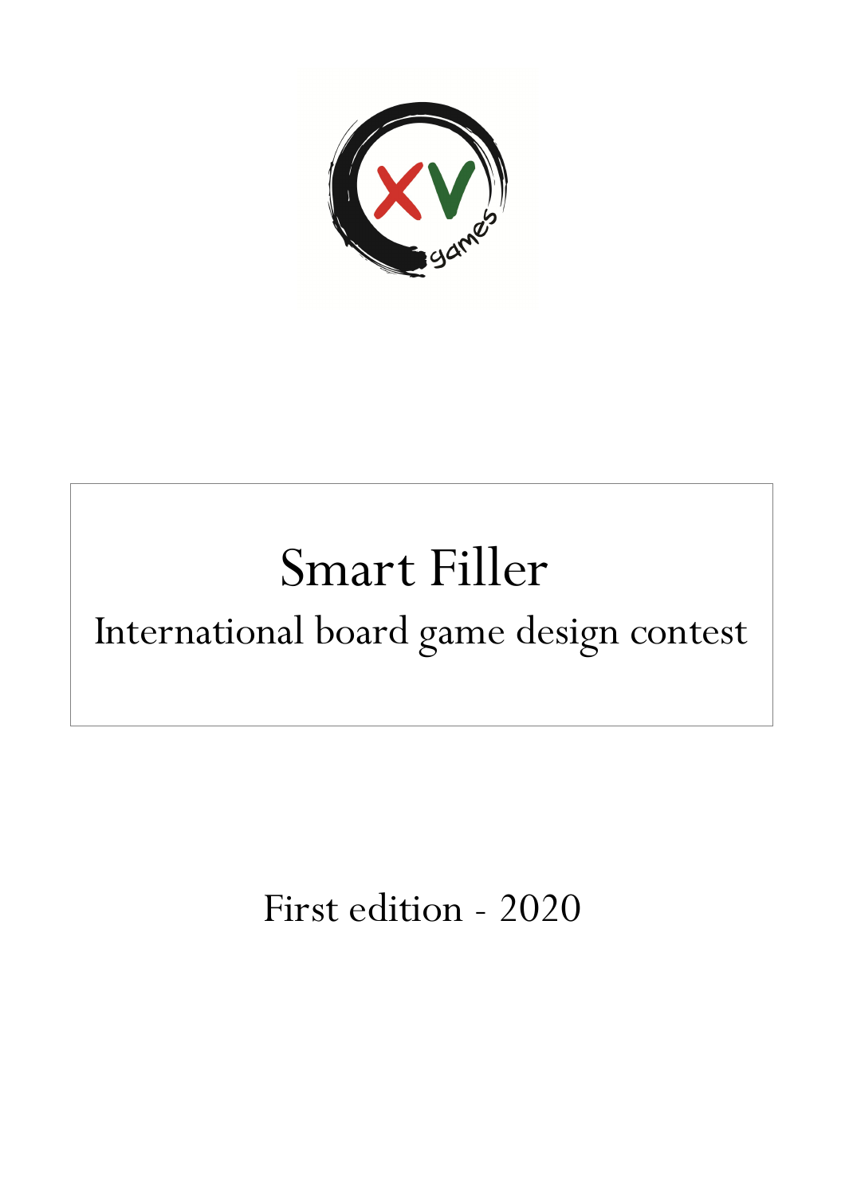# Smart Filler

## International board game design contest

First edition - 2020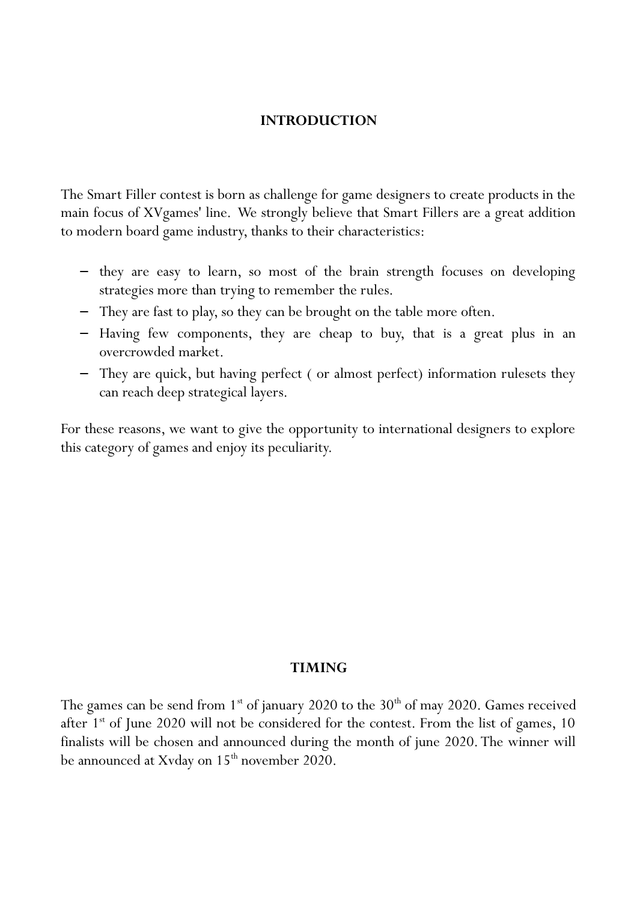## INTRODUCTION

The Smart Filler contest is born as challenge for game designers to create products in the main focus of XVgames' line. We strongly believe that Smart Fillers are a great addition to modern board game industry, thanks to their characteristics:

- they are easy to learn, so most of the brain strength focuses on developing strategies more than trying to remember the rules.
- They are fast to play, so they can be brought on the table more often.
- Having few components, they are cheap to buy, that is a great plus in an overcrowded market.
- They are quick, but having perfect ( or almost perfect) information rulesets they can reach deep strategical layers.

For these reasons, we want to give the opportunity to international designers to explore this category of games and enjoy its peculiarity.

## TIMING

The games can be send from 1st of january 2020 to the 30th of may 2020. Games received after 1st of June 2020 will not be considered for the contest. From the list of games, 10 finalists will be chosen and announced during the month of june 2020. The winner will be announced at Xvday on 15th november 2020.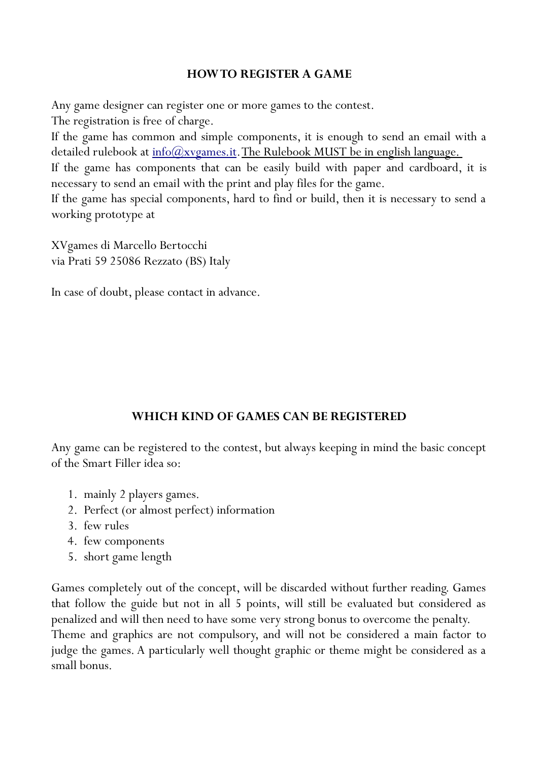## HOW TO REGISTER A GAME

Any game designer can register one or more games to the contest.
The registration is free of charge.
If the game has common and simple components, it is enough to send an email with a detailed rulebook at info@xvgames.it. The Rulebook MUST be in english language.
If the game has components that can be easily build with paper and cardboard, it is necessary to send an email with the print and play files for the game.
If the game has special components, hard to find or build, then it is necessary to send a working prototype at

XVgames di Marcello Bertocchi
via Prati 59 25086 Rezzato (BS) Italy

In case of doubt, please contact in advance.

## WHICH KIND OF GAMES CAN BE REGISTERED

Any game can be registered to the contest, but always keeping in mind the basic concept of the Smart Filler idea so:

1. mainly 2 players games.
2. Perfect (or almost perfect) information
3. few rules
4. few components
5. short game length

Games completely out of the concept, will be discarded without further reading. Games that follow the guide but not in all 5 points, will still be evaluated but considered as penalized and will then need to have some very strong bonus to overcome the penalty.
Theme and graphics are not compulsory, and will not be considered a main factor to judge the games. A particularly well thought graphic or theme might be considered as a small bonus.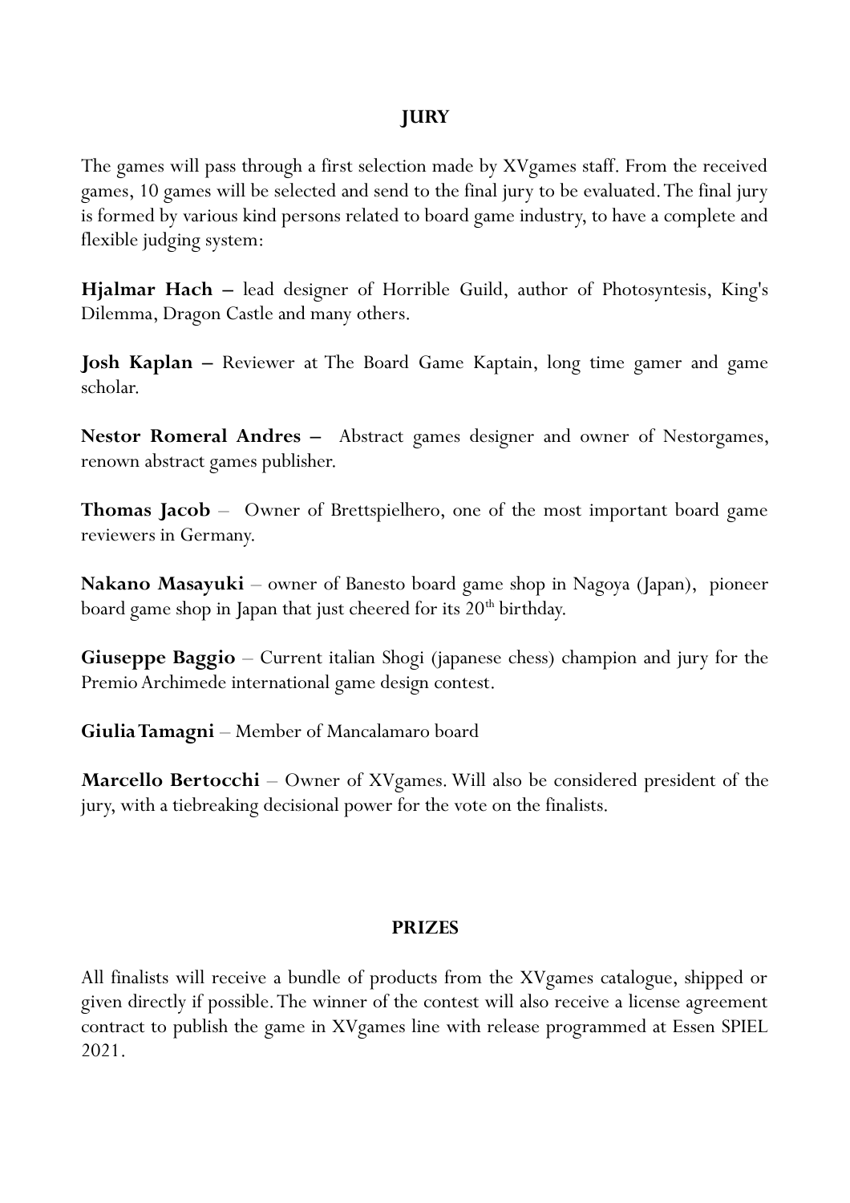## JURY

The games will pass through a first selection made by XVgames staff. From the received games, 10 games will be selected and send to the final jury to be evaluated. The final jury is formed by various kind persons related to board game industry, to have a complete and flexible judging system:

**Hjalmar Hach –** lead designer of Horrible Guild, author of Photosyntesis, King's Dilemma, Dragon Castle and many others.

**Josh Kaplan –** Reviewer at The Board Game Kaptain, long time gamer and game scholar.

**Nestor Romeral Andres –** Abstract games designer and owner of Nestorgames, renown abstract games publisher.

**Thomas Jacob** – Owner of Brettspielhero, one of the most important board game reviewers in Germany.

**Nakano Masayuki** – owner of Banesto board game shop in Nagoya (Japan), pioneer board game shop in Japan that just cheered for its 20th birthday.

**Giuseppe Baggio** – Current italian Shogi (japanese chess) champion and jury for the Premio Archimede international game design contest.

**Giulia Tamagni** – Member of Mancalamaro board

**Marcello Bertocchi** – Owner of XVgames. Will also be considered president of the jury, with a tiebreaking decisional power for the vote on the finalists.

## PRIZES

All finalists will receive a bundle of products from the XVgames catalogue, shipped or given directly if possible. The winner of the contest will also receive a license agreement contract to publish the game in XVgames line with release programmed at Essen SPIEL 2021.